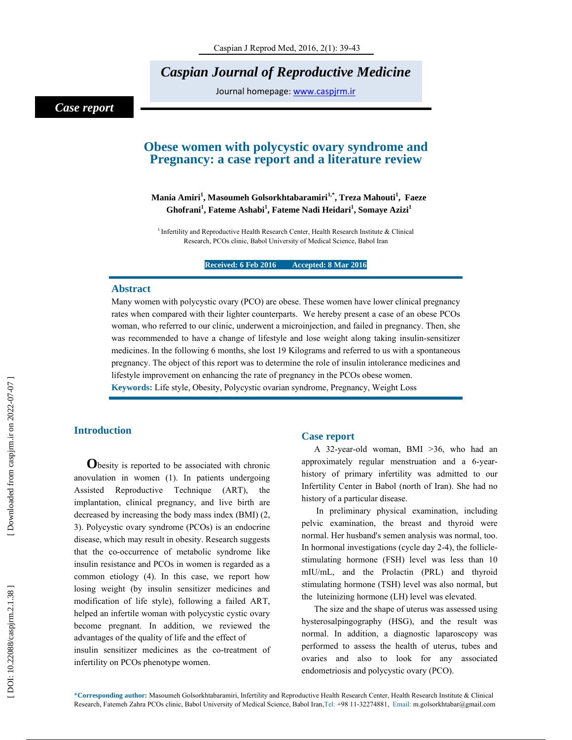*Caspian Journal of Reproductive Medicine*

Journal homepage: www.caspjrm.ir

*Case report*

# Obese women with polycystic ovary syndrome and Pregnancy: a case report and a literature review

**Mania Amiri[1], Masoumeh Golsorkhtabaramiri[1,*], Treza Mahouti[1], Faeze Ghofrani[1], Fateme Ashabi[1], Fateme Nadi Heidari[1], Somaye Azizi[1]**

[1] Infertility and Reproductive Health Research Center, Health Research Institute & Clinical Research, PCOs clinic, Babol University of Medical Science, Babol Iran

**Received: 6 Feb 2016 Accepted: 8 Mar 2016**

## Abstract

Many women with polycystic ovary (PCO) are obese. These women have lower clinical pregnancy rates when compared with their lighter counterparts. We hereby present a case of an obese PCOs woman, who referred to our clinic, underwent a microinjection, and failed in pregnancy. Then, she was recommended to have a change of lifestyle and lose weight along taking insulin-sensitizer medicines. In the following 6 months, she lost 19 Kilograms and referred to us with a spontaneous pregnancy. The object of this report was to determine the role of insulin intolerance medicines and lifestyle improvement on enhancing the rate of pregnancy in the PCOs obese women.

**Keywords:** Life style, Obesity, Polycystic ovarian syndrome, Pregnancy, Weight Loss

## Introduction

Obesity is reported to be associated with chronic anovulation in women (1). In patients undergoing Assisted Reproductive Technique (ART), the implantation, clinical pregnancy, and live birth are decreased by increasing the body mass index (BMI) (2, 3). Polycystic ovary syndrome (PCOs) is an endocrine disease, which may result in obesity. Research suggests that the co-occurrence of metabolic syndrome like insulin resistance and PCOs in women is regarded as a common etiology (4). In this case, we report how losing weight (by insulin sensitizer medicines and modification of life style), following a failed ART, helped an infertile woman with polycystic cystic ovary become pregnant. In addition, we reviewed the advantages of the quality of life and the effect of insulin sensitizer medicines as the co-treatment of infertility on PCOs phenotype women.

## Case report

A 32-year-old woman, BMI >36, who had an approximately regular menstruation and a 6-year-history of primary infertility was admitted to our Infertility Center in Babol (north of Iran). She had no history of a particular disease.

In preliminary physical examination, including pelvic examination, the breast and thyroid were normal. Her husband's semen analysis was normal, too. In hormonal investigations (cycle day 2-4), the follicle-stimulating hormone (FSH) level was less than 10 mIU/mL, and the Prolactin (PRL) and thyroid stimulating hormone (TSH) level was also normal, but the luteinizing hormone (LH) level was elevated.

The size and the shape of uterus was assessed using hysterosalpingography (HSG), and the result was normal. In addition, a diagnostic laparoscopy was performed to assess the health of uterus, tubes and ovaries and also to look for any associated endometriosis and polycystic ovary (PCO).

*Corresponding author: Masoumeh Golsorkhtabaramiri, Infertility and Reproductive Health Research Center, Health Research Institute & Clinical Research, Fatemeh Zahra PCOs clinic, Babol University of Medical Science, Babol Iran, Tel: +98 11-32274881, Email: m.golsorkhtabar@gmail.com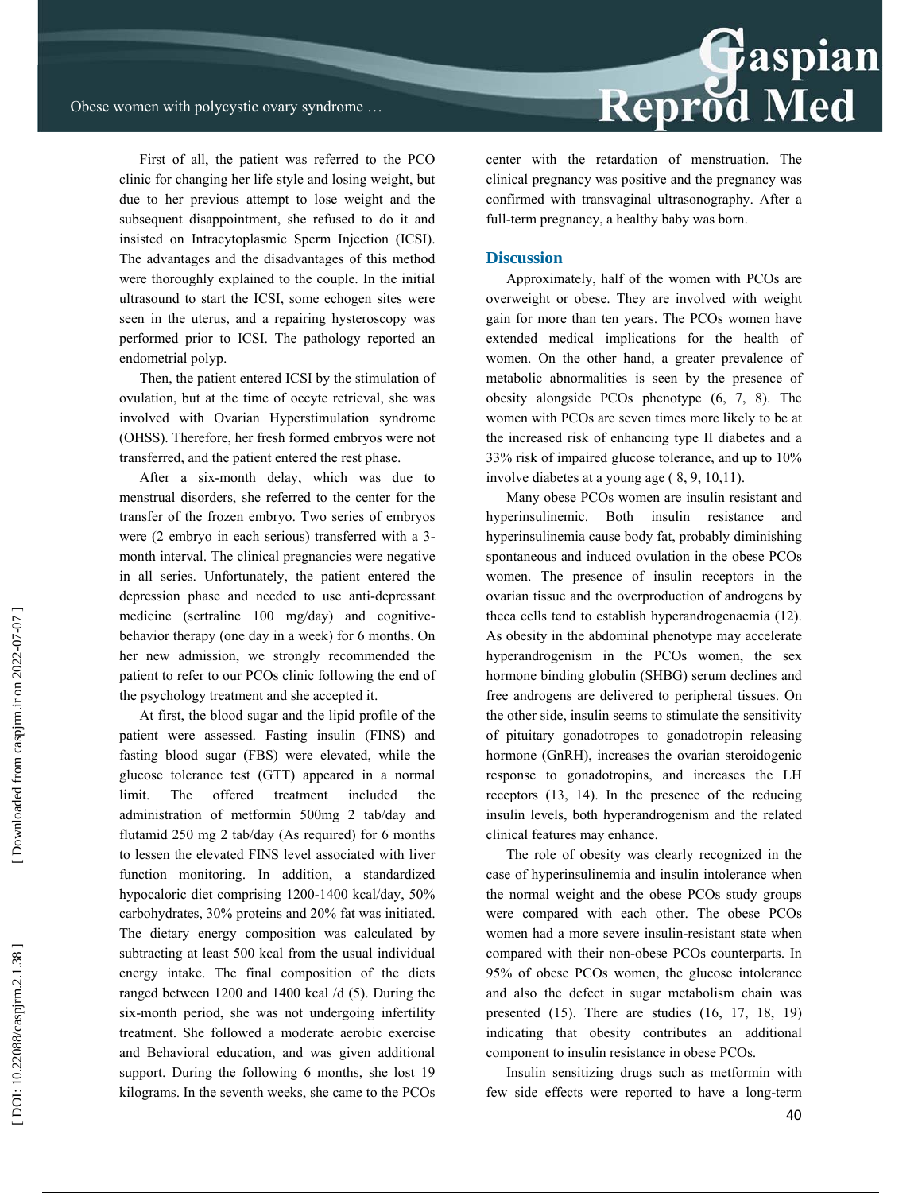First of all, the patient was referred to the PCO clinic for changing her life style and losing weight, but due to her previous attempt to lose weight and the subsequent disappointment, she refused to do it and insisted on Intracytoplasmic Sperm Injection (ICSI). The advantages and the disadvantages of this method were thoroughly explained to the couple. In the initial ultrasound to start the ICSI, some echogen sites were seen in the uterus, and a repairing hysteroscopy was performed prior to ICSI. The pathology reported an endometrial polyp.

Then, the patient entered ICSI by the stimulation of ovulation, but at the time of occyte retrieval, she was involved with Ovarian Hyperstimulation syndrome (OHSS). Therefore, her fresh formed embryos were not transferred, and the patient entered the rest phase.

After a six-month delay, which was due to menstrual disorders, she referred to the center for the transfer of the frozen embryo. Two series of embryos were (2 embryo in each serious) transferred with a 3-month interval. The clinical pregnancies were negative in all series. Unfortunately, the patient entered the depression phase and needed to use anti-depressant medicine (sertraline 100 mg/day) and cognitive-behavior therapy (one day in a week) for 6 months. On her new admission, we strongly recommended the patient to refer to our PCOs clinic following the end of the psychology treatment and she accepted it.

At first, the blood sugar and the lipid profile of the patient were assessed. Fasting insulin (FINS) and fasting blood sugar (FBS) were elevated, while the glucose tolerance test (GTT) appeared in a normal limit. The offered treatment included the administration of metformin 500mg 2 tab/day and flutamid 250 mg 2 tab/day (As required) for 6 months to lessen the elevated FINS level associated with liver function monitoring. In addition, a standardized hypocaloric diet comprising 1200-1400 kcal/day, 50% carbohydrates, 30% proteins and 20% fat was initiated. The dietary energy composition was calculated by subtracting at least 500 kcal from the usual individual energy intake. The final composition of the diets ranged between 1200 and 1400 kcal /d (5). During the six-month period, she was not undergoing infertility treatment. She followed a moderate aerobic exercise and Behavioral education, and was given additional support. During the following 6 months, she lost 19 kilograms. In the seventh weeks, she came to the PCOs center with the retardation of menstruation. The clinical pregnancy was positive and the pregnancy was confirmed with transvaginal ultrasonography. After a full-term pregnancy, a healthy baby was born.

## Discussion

Approximately, half of the women with PCOs are overweight or obese. They are involved with weight gain for more than ten years. The PCOs women have extended medical implications for the health of women. On the other hand, a greater prevalence of metabolic abnormalities is seen by the presence of obesity alongside PCOs phenotype (6, 7, 8). The women with PCOs are seven times more likely to be at the increased risk of enhancing type II diabetes and a 33% risk of impaired glucose tolerance, and up to 10% involve diabetes at a young age ( 8, 9, 10,11).

Many obese PCOs women are insulin resistant and hyperinsulinemic. Both insulin resistance and hyperinsulinemia cause body fat, probably diminishing spontaneous and induced ovulation in the obese PCOs women. The presence of insulin receptors in the ovarian tissue and the overproduction of androgens by theca cells tend to establish hyperandrogenaemia (12). As obesity in the abdominal phenotype may accelerate hyperandrogenism in the PCOs women, the sex hormone binding globulin (SHBG) serum declines and free androgens are delivered to peripheral tissues. On the other side, insulin seems to stimulate the sensitivity of pituitary gonadotropes to gonadotropin releasing hormone (GnRH), increases the ovarian steroidogenic response to gonadotropins, and increases the LH receptors (13, 14). In the presence of the reducing insulin levels, both hyperandrogenism and the related clinical features may enhance.

The role of obesity was clearly recognized in the case of hyperinsulinemia and insulin intolerance when the normal weight and the obese PCOs study groups were compared with each other. The obese PCOs women had a more severe insulin-resistant state when compared with their non-obese PCOs counterparts. In 95% of obese PCOs women, the glucose intolerance and also the defect in sugar metabolism chain was presented (15). There are studies (16, 17, 18, 19) indicating that obesity contributes an additional component to insulin resistance in obese PCOs.

Insulin sensitizing drugs such as metformin with few side effects were reported to have a long-term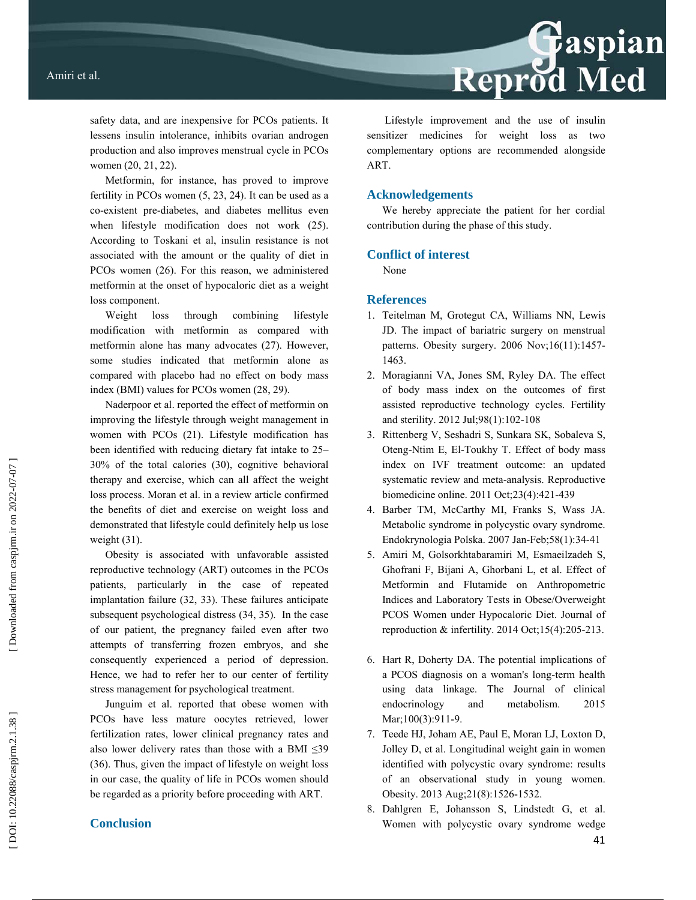safety data, and are inexpensive for PCOs patients. It lessens insulin intolerance, inhibits ovarian androgen production and also improves menstrual cycle in PCOs women (20, 21, 22).

Metformin, for instance, has proved to improve fertility in PCOs women (5, 23, 24). It can be used as a co-existent pre-diabetes, and diabetes mellitus even when lifestyle modification does not work (25). According to Toskani et al, insulin resistance is not associated with the amount or the quality of diet in PCOs women (26). For this reason, we administered metformin at the onset of hypocaloric diet as a weight loss component.

Weight loss through combining lifestyle modification with metformin as compared with metformin alone has many advocates (27). However, some studies indicated that metformin alone as compared with placebo had no effect on body mass index (BMI) values for PCOs women (28, 29).

Naderpoor et al. reported the effect of metformin on improving the lifestyle through weight management in women with PCOs (21). Lifestyle modification has been identified with reducing dietary fat intake to 25–30% of the total calories (30), cognitive behavioral therapy and exercise, which can all affect the weight loss process. Moran et al. in a review article confirmed the benefits of diet and exercise on weight loss and demonstrated that lifestyle could definitely help us lose weight (31).

Obesity is associated with unfavorable assisted reproductive technology (ART) outcomes in the PCOs patients, particularly in the case of repeated implantation failure (32, 33). These failures anticipate subsequent psychological distress (34, 35). In the case of our patient, the pregnancy failed even after two attempts of transferring frozen embryos, and she consequently experienced a period of depression. Hence, we had to refer her to our center of fertility stress management for psychological treatment.

Junguim et al. reported that obese women with PCOs have less mature oocytes retrieved, lower fertilization rates, lower clinical pregnancy rates and also lower delivery rates than those with a BMI ≤39 (36). Thus, given the impact of lifestyle on weight loss in our case, the quality of life in PCOs women should be regarded as a priority before proceeding with ART.

## Conclusion

Lifestyle improvement and the use of insulin sensitizer medicines for weight loss as two complementary options are recommended alongside ART.

## Acknowledgements

We hereby appreciate the patient for her cordial contribution during the phase of this study.

## Conflict of interest

None

## References

1. Teitelman M, Grotegut CA, Williams NN, Lewis JD. The impact of bariatric surgery on menstrual patterns. Obesity surgery. 2006 Nov;16(11):1457-1463.
2. Moragianni VA, Jones SM, Ryley DA. The effect of body mass index on the outcomes of first assisted reproductive technology cycles. Fertility and sterility. 2012 Jul;98(1):102-108
3. Rittenberg V, Seshadri S, Sunkara SK, Sobaleva S, Oteng-Ntim E, El-Toukhy T. Effect of body mass index on IVF treatment outcome: an updated systematic review and meta-analysis. Reproductive biomedicine online. 2011 Oct;23(4):421-439
4. Barber TM, McCarthy MI, Franks S, Wass JA. Metabolic syndrome in polycystic ovary syndrome. Endokrynologia Polska. 2007 Jan-Feb;58(1):34-41
5. Amiri M, Golsorkhtabaramiri M, Esmaeilzadeh S, Ghofrani F, Bijani A, Ghorbani L, et al. Effect of Metformin and Flutamide on Anthropometric Indices and Laboratory Tests in Obese/Overweight PCOS Women under Hypocaloric Diet. Journal of reproduction & infertility. 2014 Oct;15(4):205-213.
6. Hart R, Doherty DA. The potential implications of a PCOS diagnosis on a woman's long-term health using data linkage. The Journal of clinical endocrinology and metabolism. 2015 Mar;100(3):911-9.
7. Teede HJ, Joham AE, Paul E, Moran LJ, Loxton D, Jolley D, et al. Longitudinal weight gain in women identified with polycystic ovary syndrome: results of an observational study in young women. Obesity. 2013 Aug;21(8):1526-1532.
8. Dahlgren E, Johansson S, Lindstedt G, et al. Women with polycystic ovary syndrome wedge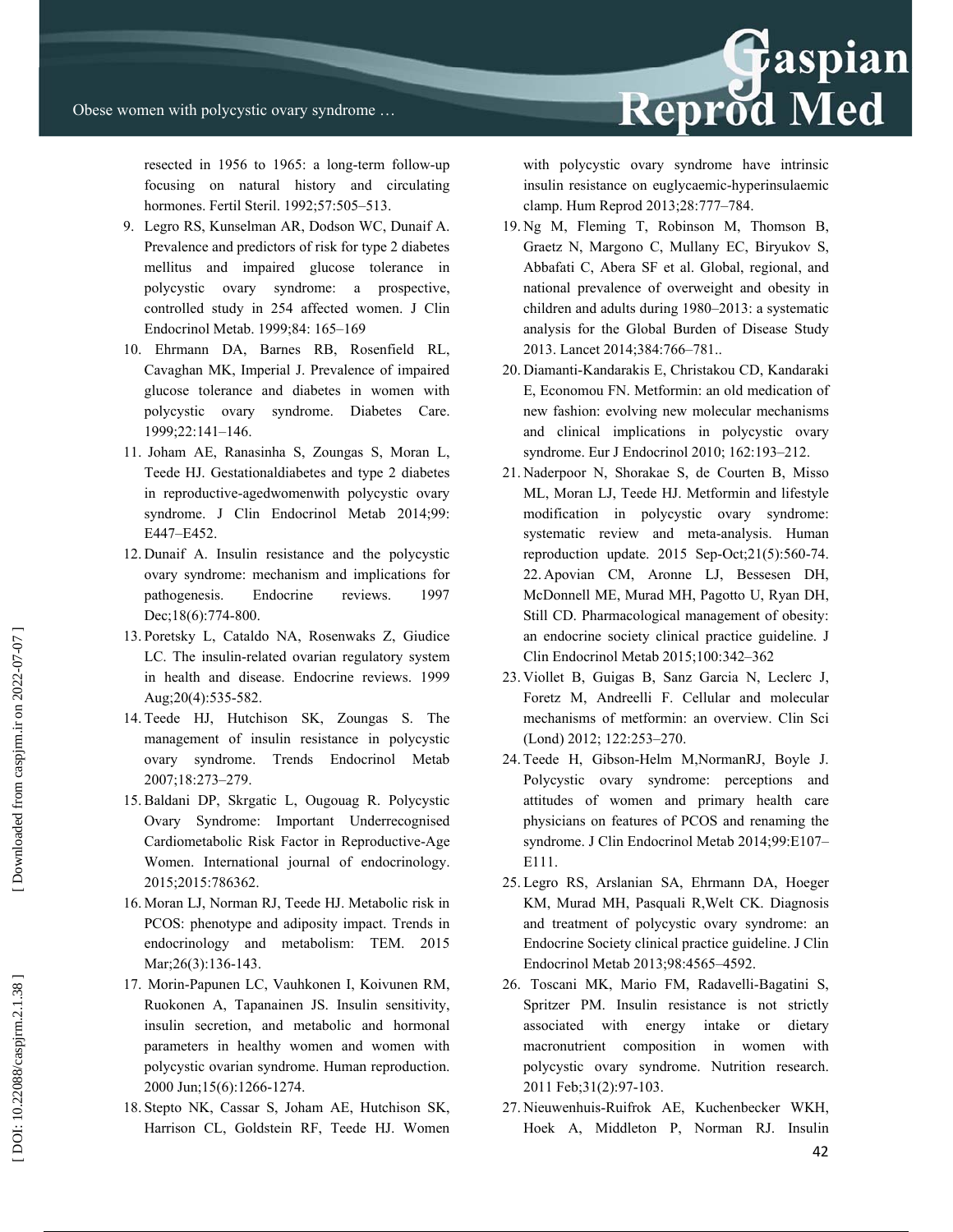resected in 1956 to 1965: a long-term follow-up focusing on natural history and circulating hormones. Fertil Steril. 1992;57:505–513.

9. Legro RS, Kunselman AR, Dodson WC, Dunaif A. Prevalence and predictors of risk for type 2 diabetes mellitus and impaired glucose tolerance in polycystic ovary syndrome: a prospective, controlled study in 254 affected women. J Clin Endocrinol Metab. 1999;84: 165–169
10. Ehrmann DA, Barnes RB, Rosenfield RL, Cavaghan MK, Imperial J. Prevalence of impaired glucose tolerance and diabetes in women with polycystic ovary syndrome. Diabetes Care. 1999;22:141–146.
11. Joham AE, Ranasinha S, Zoungas S, Moran L, Teede HJ. Gestationaldiabetes and type 2 diabetes in reproductive-agedwomenwith polycystic ovary syndrome. J Clin Endocrinol Metab 2014;99: E447–E452.
12. Dunaif A. Insulin resistance and the polycystic ovary syndrome: mechanism and implications for pathogenesis. Endocrine reviews. 1997 Dec;18(6):774-800.
13. Poretsky L, Cataldo NA, Rosenwaks Z, Giudice LC. The insulin-related ovarian regulatory system in health and disease. Endocrine reviews. 1999 Aug;20(4):535-582.
14. Teede HJ, Hutchison SK, Zoungas S. The management of insulin resistance in polycystic ovary syndrome. Trends Endocrinol Metab 2007;18:273–279.
15. Baldani DP, Skrgatic L, Ougouag R. Polycystic Ovary Syndrome: Important Underrecognised Cardiometabolic Risk Factor in Reproductive-Age Women. International journal of endocrinology. 2015;2015:786362.
16. Moran LJ, Norman RJ, Teede HJ. Metabolic risk in PCOS: phenotype and adiposity impact. Trends in endocrinology and metabolism: TEM. 2015 Mar;26(3):136-143.
17. Morin-Papunen LC, Vauhkonen I, Koivunen RM, Ruokonen A, Tapanainen JS. Insulin sensitivity, insulin secretion, and metabolic and hormonal parameters in healthy women and women with polycystic ovarian syndrome. Human reproduction. 2000 Jun;15(6):1266-1274.
18. Stepto NK, Cassar S, Joham AE, Hutchison SK, Harrison CL, Goldstein RF, Teede HJ. Women with polycystic ovary syndrome have intrinsic insulin resistance on euglycaemic-hyperinsulaemic clamp. Hum Reprod 2013;28:777–784.
19. Ng M, Fleming T, Robinson M, Thomson B, Graetz N, Margono C, Mullany EC, Biryukov S, Abbafati C, Abera SF et al. Global, regional, and national prevalence of overweight and obesity in children and adults during 1980–2013: a systematic analysis for the Global Burden of Disease Study 2013. Lancet 2014;384:766–781..
20. Diamanti-Kandarakis E, Christakou CD, Kandaraki E, Economou FN. Metformin: an old medication of new fashion: evolving new molecular mechanisms and clinical implications in polycystic ovary syndrome. Eur J Endocrinol 2010; 162:193–212.
21. Naderpoor N, Shorakae S, de Courten B, Misso ML, Moran LJ, Teede HJ. Metformin and lifestyle modification in polycystic ovary syndrome: systematic review and meta-analysis. Human reproduction update. 2015 Sep-Oct;21(5):560-74.
22. Apovian CM, Aronne LJ, Bessesen DH, McDonnell ME, Murad MH, Pagotto U, Ryan DH, Still CD. Pharmacological management of obesity: an endocrine society clinical practice guideline. J Clin Endocrinol Metab 2015;100:342–362
23. Viollet B, Guigas B, Sanz Garcia N, Leclerc J, Foretz M, Andreelli F. Cellular and molecular mechanisms of metformin: an overview. Clin Sci (Lond) 2012; 122:253–270.
24. Teede H, Gibson-Helm M,NormanRJ, Boyle J. Polycystic ovary syndrome: perceptions and attitudes of women and primary health care physicians on features of PCOS and renaming the syndrome. J Clin Endocrinol Metab 2014;99:E107–E111.
25. Legro RS, Arslanian SA, Ehrmann DA, Hoeger KM, Murad MH, Pasquali R,Welt CK. Diagnosis and treatment of polycystic ovary syndrome: an Endocrine Society clinical practice guideline. J Clin Endocrinol Metab 2013;98:4565–4592.
26. Toscani MK, Mario FM, Radavelli-Bagatini S, Spritzer PM. Insulin resistance is not strictly associated with energy intake or dietary macronutrient composition in women with polycystic ovary syndrome. Nutrition research. 2011 Feb;31(2):97-103.
27. Nieuwenhuis-Ruifrok AE, Kuchenbecker WKH, Hoek A, Middleton P, Norman RJ. Insulin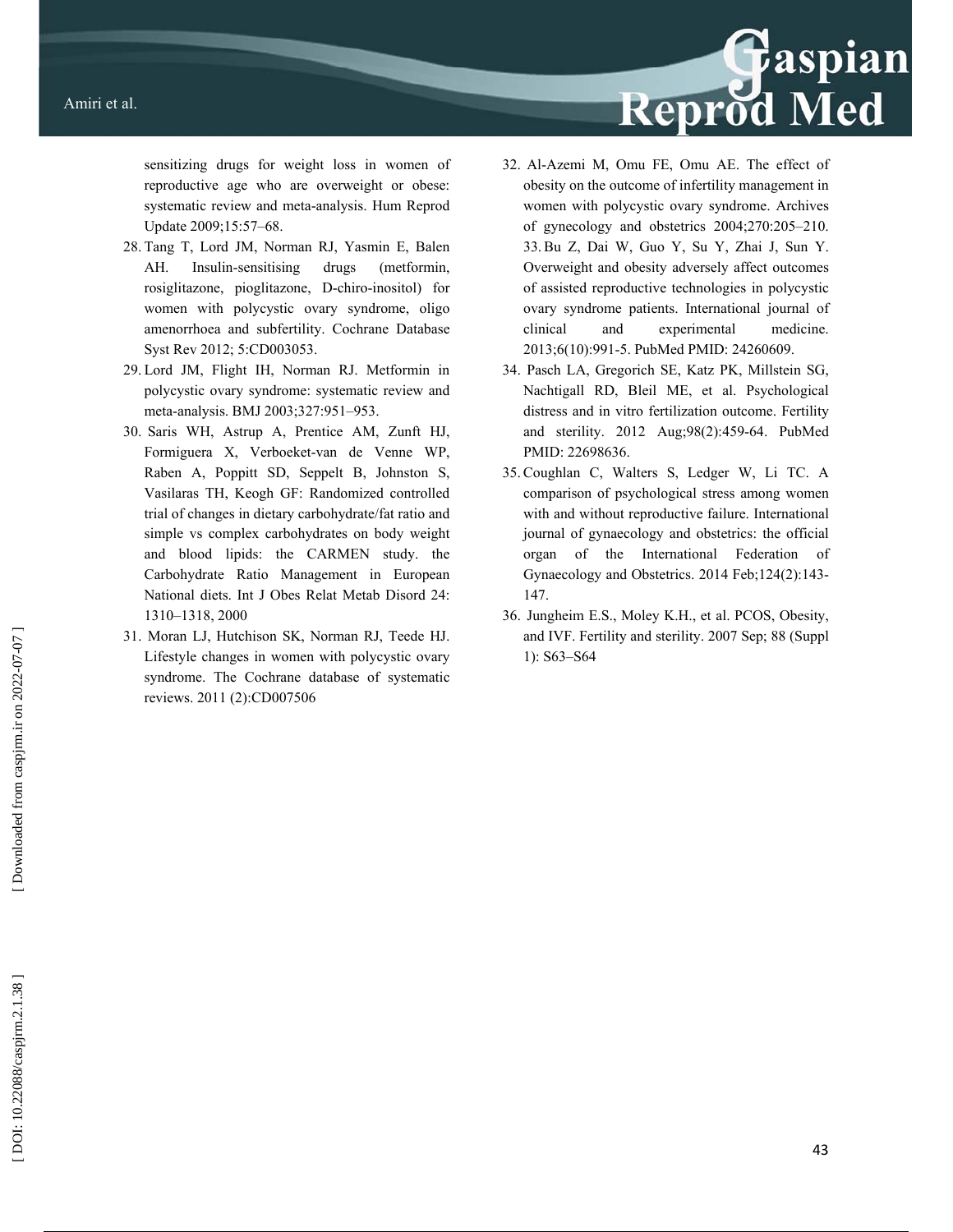sensitizing drugs for weight loss in women of reproductive age who are overweight or obese: systematic review and meta-analysis. Hum Reprod Update 2009;15:57–68.

28. Tang T, Lord JM, Norman RJ, Yasmin E, Balen AH. Insulin-sensitising drugs (metformin, rosiglitazone, pioglitazone, D-chiro-inositol) for women with polycystic ovary syndrome, oligo amenorrhoea and subfertility. Cochrane Database Syst Rev 2012; 5:CD003053.
29. Lord JM, Flight IH, Norman RJ. Metformin in polycystic ovary syndrome: systematic review and meta-analysis. BMJ 2003;327:951–953.
30. Saris WH, Astrup A, Prentice AM, Zunft HJ, Formiguera X, Verboeket-van de Venne WP, Raben A, Poppitt SD, Seppelt B, Johnston S, Vasilaras TH, Keogh GF: Randomized controlled trial of changes in dietary carbohydrate/fat ratio and simple vs complex carbohydrates on body weight and blood lipids: the CARMEN study. the Carbohydrate Ratio Management in European National diets. Int J Obes Relat Metab Disord 24: 1310–1318, 2000
31. Moran LJ, Hutchison SK, Norman RJ, Teede HJ. Lifestyle changes in women with polycystic ovary syndrome. The Cochrane database of systematic reviews. 2011 (2):CD007506
32. Al-Azemi M, Omu FE, Omu AE. The effect of obesity on the outcome of infertility management in women with polycystic ovary syndrome. Archives of gynecology and obstetrics 2004;270:205–210.
33. Bu Z, Dai W, Guo Y, Su Y, Zhai J, Sun Y. Overweight and obesity adversely affect outcomes of assisted reproductive technologies in polycystic ovary syndrome patients. International journal of clinical and experimental medicine. 2013;6(10):991-5. PubMed PMID: 24260609.
34. Pasch LA, Gregorich SE, Katz PK, Millstein SG, Nachtigall RD, Bleil ME, et al. Psychological distress and in vitro fertilization outcome. Fertility and sterility. 2012 Aug;98(2):459-64. PubMed PMID: 22698636.
35. Coughlan C, Walters S, Ledger W, Li TC. A comparison of psychological stress among women with and without reproductive failure. International journal of gynaecology and obstetrics: the official organ of the International Federation of Gynaecology and Obstetrics. 2014 Feb;124(2):143-147.
36. Jungheim E.S., Moley K.H., et al. PCOS, Obesity, and IVF. Fertility and sterility. 2007 Sep; 88 (Suppl 1): S63–S64